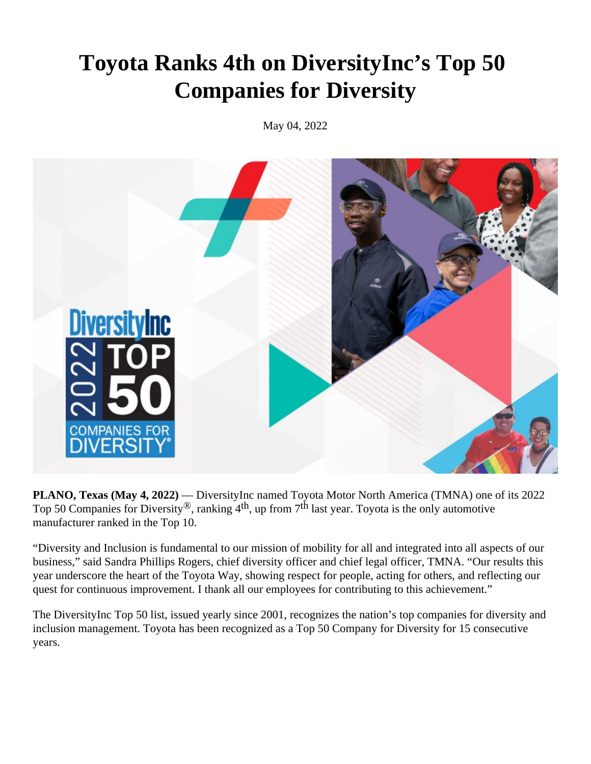# Toyota Ranks 4th on DiversityInc's Top 50 Companies for Diversity

May 04, 2022

**PLANO, Texas (May 4, 2022)** — DiversityInc named Toyota Motor North America (TMNA) one of its 2022 Top 50 Companies for Diversity®, ranking 4th, up from 7th last year. Toyota is the only automotive manufacturer ranked in the Top 10.

"Diversity and Inclusion is fundamental to our mission of mobility for all and integrated into all aspects of our business," said Sandra Phillips Rogers, chief diversity officer and chief legal officer, TMNA. "Our results this year underscore the heart of the Toyota Way, showing respect for people, acting for others, and reflecting our quest for continuous improvement. I thank all our employees for contributing to this achievement."

The DiversityInc Top 50 list, issued yearly since 2001, recognizes the nation's top companies for diversity and inclusion management. Toyota has been recognized as a Top 50 Company for Diversity for 15 consecutive years.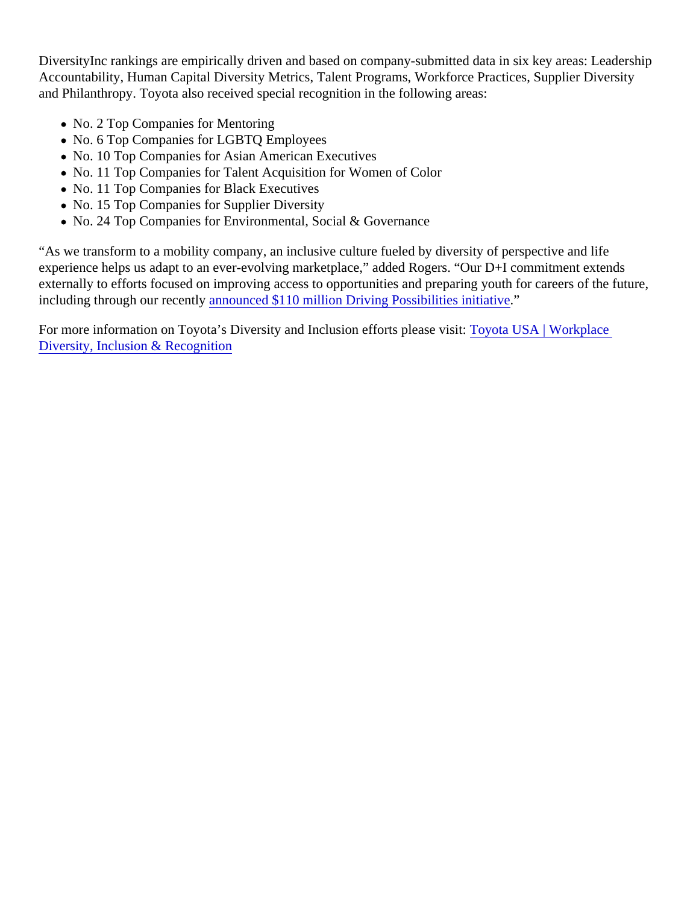DiversityInc rankings are empirically driven and based on company-submitted data in six key areas: Leadership Accountability, Human Capital Diversity Metrics, Talent Programs, Workforce Practices, Supplier Diversity and Philanthropy. Toyota also received special recognition in the following areas:

- No. 2 Top Companies for Mentoring
- No. 6 Top Companies for LGBTQ Employees
- No. 10 Top Companies for Asian American Executives
- No. 11 Top Companies for Talent Acquisition for Women of Color
- No. 11 Top Companies for Black Executives
- No. 15 Top Companies for Supplier Diversity
- No. 24 Top Companies for Environmental, Social & Governance

"As we transform to a mobility company, an inclusive culture fueled by diversity of perspective and life experience helps us adapt to an ever-evolving marketplace," added Rogers. "Our D+I commitment extends externally to efforts focused on improving access to opportunities and preparing youth for careers of the future, including through our recently announced $110 million Driving Possibilities initiative."

For more information on Toyota's Diversity and Inclusion efforts please visit: Toyota USA | Workplace Diversity, Inclusion & Recognition